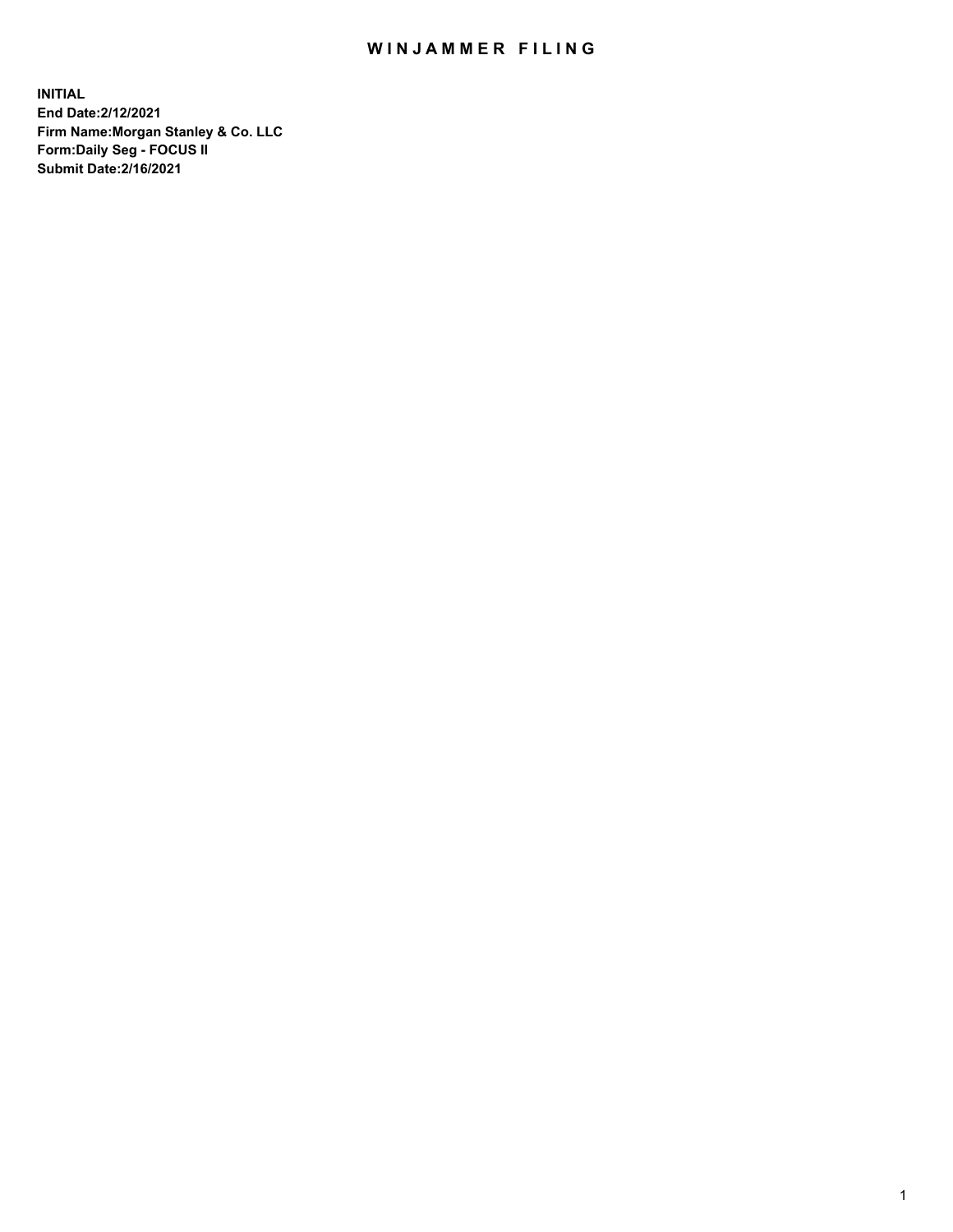# WINJAMMER FILING

**INITIAL**
**End Date:2/12/2021**
**Firm Name:Morgan Stanley & Co. LLC**
**Form:Daily Seg - FOCUS II**
**Submit Date:2/16/2021**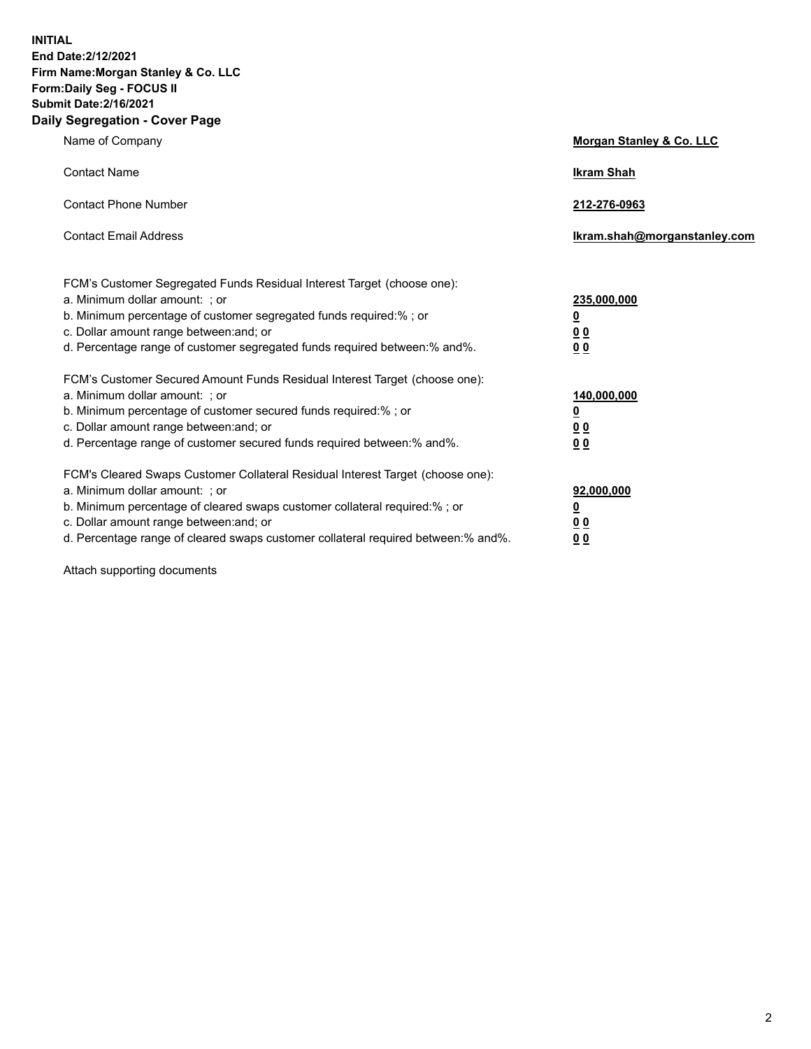**INITIAL**
**End Date:2/12/2021**
**Firm Name:Morgan Stanley & Co. LLC**
**Form:Daily Seg - FOCUS II**
**Submit Date:2/16/2021**

## Daily Segregation - Cover Page

| | |
|---|---|
| Name of Company | **Morgan Stanley & Co. LLC** |
| Contact Name | **Ikram Shah** |
| Contact Phone Number | **212-276-0963** |
| Contact Email Address | **Ikram.shah@morganstanley.com** |

| | |
|---|---|
| FCM's Customer Segregated Funds Residual Interest Target (choose one): | |
| a. Minimum dollar amount: ; or | **235,000,000** |
| b. Minimum percentage of customer segregated funds required:% ; or | **0** |
| c. Dollar amount range between:and; or | **0 0** |
| d. Percentage range of customer segregated funds required between:% and%. | **0 0** |
| FCM's Customer Secured Amount Funds Residual Interest Target (choose one): | |
| a. Minimum dollar amount: ; or | **140,000,000** |
| b. Minimum percentage of customer secured funds required:% ; or | **0** |
| c. Dollar amount range between:and; or | **0 0** |
| d. Percentage range of customer secured funds required between:% and%. | **0 0** |
| FCM's Cleared Swaps Customer Collateral Residual Interest Target (choose one): | |
| a. Minimum dollar amount: ; or | **92,000,000** |
| b. Minimum percentage of cleared swaps customer collateral required:% ; or | **0** |
| c. Dollar amount range between:and; or | **0 0** |
| d. Percentage range of cleared swaps customer collateral required between:% and%. | **0 0** |

Attach supporting documents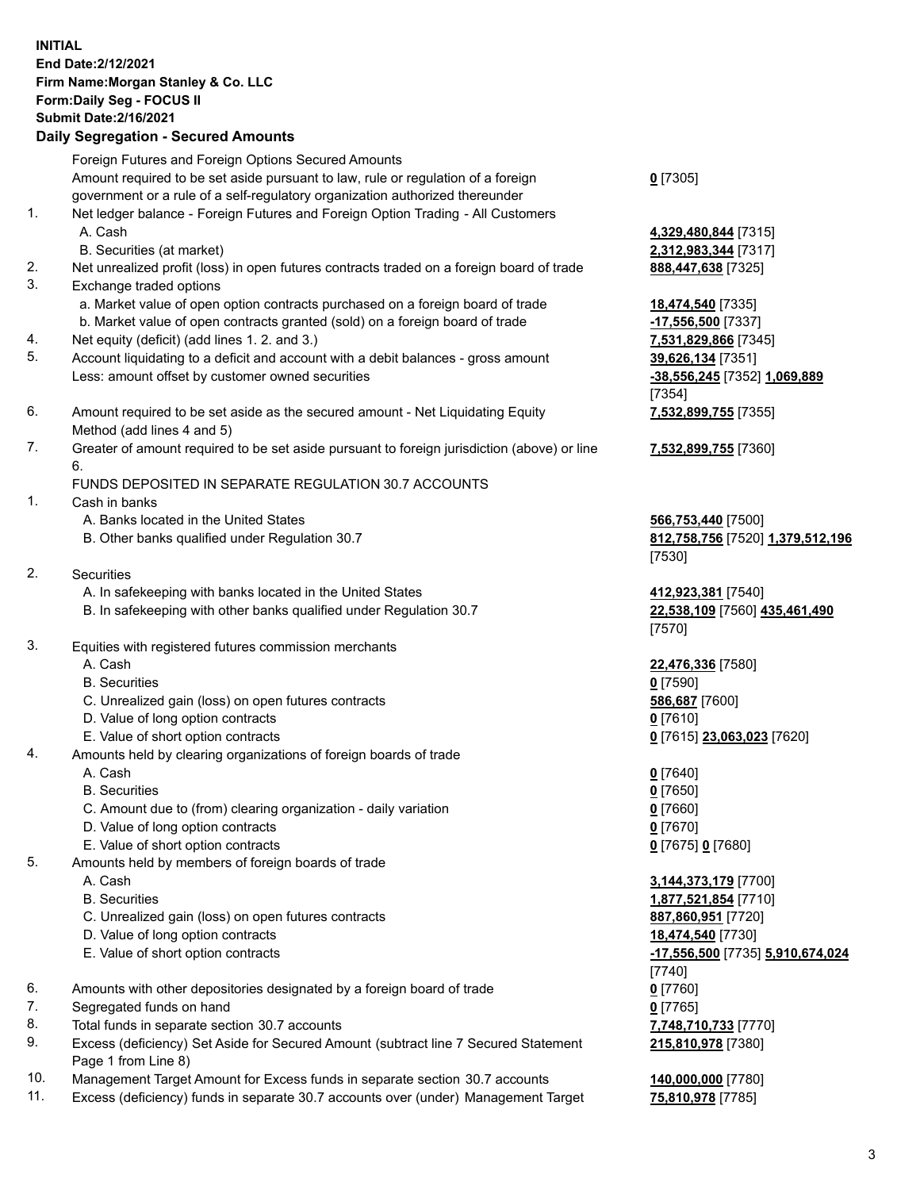**INITIAL**
**End Date:2/12/2021**
**Firm Name:Morgan Stanley & Co. LLC**
**Form:Daily Seg - FOCUS II**
**Submit Date:2/16/2021**

**Daily Segregation - Secured Amounts**

| | | |
|---|---|---|
| | Foreign Futures and Foreign Options Secured Amounts | |
| | Amount required to be set aside pursuant to law, rule or regulation of a foreign government or a rule of a self-regulatory organization authorized thereunder | **0** [7305] |
| 1. | Net ledger balance - Foreign Futures and Foreign Option Trading - All Customers | |
| | A. Cash | **4,329,480,844** [7315] |
| | B. Securities (at market) | **2,312,983,344** [7317] |
| 2. | Net unrealized profit (loss) in open futures contracts traded on a foreign board of trade | **888,447,638** [7325] |
| 3. | Exchange traded options | |
| | a. Market value of open option contracts purchased on a foreign board of trade | **18,474,540** [7335] |
| | b. Market value of open contracts granted (sold) on a foreign board of trade | **-17,556,500** [7337] |
| 4. | Net equity (deficit) (add lines 1. 2. and 3.) | **7,531,829,866** [7345] |
| 5. | Account liquidating to a deficit and account with a debit balances - gross amount | **39,626,134** [7351] |
| | Less: amount offset by customer owned securities | **-38,556,245** [7352] **1,069,889** [7354] |
| 6. | Amount required to be set aside as the secured amount - Net Liquidating Equity Method (add lines 4 and 5) | **7,532,899,755** [7355] |
| 7. | Greater of amount required to be set aside pursuant to foreign jurisdiction (above) or line 6. | **7,532,899,755** [7360] |
| | FUNDS DEPOSITED IN SEPARATE REGULATION 30.7 ACCOUNTS | |
| 1. | Cash in banks | |
| | A. Banks located in the United States | **566,753,440** [7500] |
| | B. Other banks qualified under Regulation 30.7 | **812,758,756** [7520] **1,379,512,196** [7530] |
| 2. | Securities | |
| | A. In safekeeping with banks located in the United States | **412,923,381** [7540] |
| | B. In safekeeping with other banks qualified under Regulation 30.7 | **22,538,109** [7560] **435,461,490** [7570] |
| 3. | Equities with registered futures commission merchants | |
| | A. Cash | **22,476,336** [7580] |
| | B. Securities | **0** [7590] |
| | C. Unrealized gain (loss) on open futures contracts | **586,687** [7600] |
| | D. Value of long option contracts | **0** [7610] |
| | E. Value of short option contracts | **0** [7615] **23,063,023** [7620] |
| 4. | Amounts held by clearing organizations of foreign boards of trade | |
| | A. Cash | **0** [7640] |
| | B. Securities | **0** [7650] |
| | C. Amount due to (from) clearing organization - daily variation | **0** [7660] |
| | D. Value of long option contracts | **0** [7670] |
| | E. Value of short option contracts | **0** [7675] **0** [7680] |
| 5. | Amounts held by members of foreign boards of trade | |
| | A. Cash | **3,144,373,179** [7700] |
| | B. Securities | **1,877,521,854** [7710] |
| | C. Unrealized gain (loss) on open futures contracts | **887,860,951** [7720] |
| | D. Value of long option contracts | **18,474,540** [7730] |
| | E. Value of short option contracts | **-17,556,500** [7735] **5,910,674,024** [7740] |
| 6. | Amounts with other depositories designated by a foreign board of trade | **0** [7760] |
| 7. | Segregated funds on hand | **0** [7765] |
| 8. | Total funds in separate section 30.7 accounts | **7,748,710,733** [7770] |
| 9. | Excess (deficiency) Set Aside for Secured Amount (subtract line 7 Secured Statement Page 1 from Line 8) | **215,810,978** [7380] |
| 10. | Management Target Amount for Excess funds in separate section 30.7 accounts | **140,000,000** [7780] |
| 11. | Excess (deficiency) funds in separate 30.7 accounts over (under) Management Target | **75,810,978** [7785] |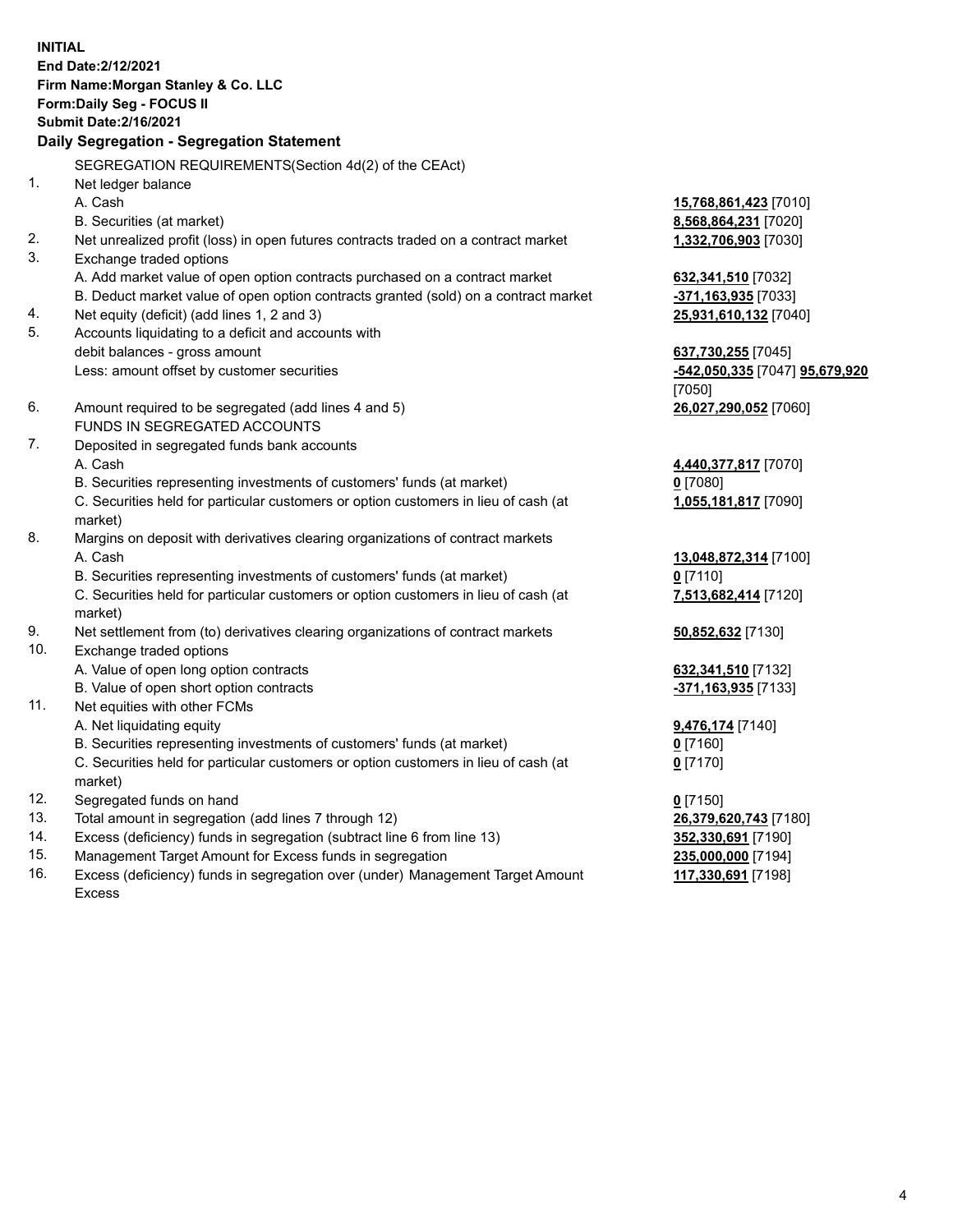**INITIAL**
**End Date:2/12/2021**
**Firm Name:Morgan Stanley & Co. LLC**
**Form:Daily Seg - FOCUS II**
**Submit Date:2/16/2021**

## Daily Segregation - Segregation Statement

SEGREGATION REQUIREMENTS(Section 4d(2) of the CEAct)

| | | |
|---|---|---|
| 1. | Net ledger balance | |
| | A. Cash | **15,768,861,423** [7010] |
| | B. Securities (at market) | **8,568,864,231** [7020] |
| 2. | Net unrealized profit (loss) in open futures contracts traded on a contract market | **1,332,706,903** [7030] |
| 3. | Exchange traded options | |
| | A. Add market value of open option contracts purchased on a contract market | **632,341,510** [7032] |
| | B. Deduct market value of open option contracts granted (sold) on a contract market | **-371,163,935** [7033] |
| 4. | Net equity (deficit) (add lines 1, 2 and 3) | **25,931,610,132** [7040] |
| 5. | Accounts liquidating to a deficit and accounts with debit balances - gross amount | **637,730,255** [7045] |
| | Less: amount offset by customer securities | **-542,050,335** [7047] **95,679,920** [7050] |
| 6. | Amount required to be segregated (add lines 4 and 5) | **26,027,290,052** [7060] |
| | FUNDS IN SEGREGATED ACCOUNTS | |
| 7. | Deposited in segregated funds bank accounts | |
| | A. Cash | **4,440,377,817** [7070] |
| | B. Securities representing investments of customers' funds (at market) | **0** [7080] |
| | C. Securities held for particular customers or option customers in lieu of cash (at market) | **1,055,181,817** [7090] |
| 8. | Margins on deposit with derivatives clearing organizations of contract markets | |
| | A. Cash | **13,048,872,314** [7100] |
| | B. Securities representing investments of customers' funds (at market) | **0** [7110] |
| | C. Securities held for particular customers or option customers in lieu of cash (at market) | **7,513,682,414** [7120] |
| 9. | Net settlement from (to) derivatives clearing organizations of contract markets | **50,852,632** [7130] |
| 10. | Exchange traded options | |
| | A. Value of open long option contracts | **632,341,510** [7132] |
| | B. Value of open short option contracts | **-371,163,935** [7133] |
| 11. | Net equities with other FCMs | |
| | A. Net liquidating equity | **9,476,174** [7140] |
| | B. Securities representing investments of customers' funds (at market) | **0** [7160] |
| | C. Securities held for particular customers or option customers in lieu of cash (at market) | **0** [7170] |
| 12. | Segregated funds on hand | **0** [7150] |
| 13. | Total amount in segregation (add lines 7 through 12) | **26,379,620,743** [7180] |
| 14. | Excess (deficiency) funds in segregation (subtract line 6 from line 13) | **352,330,691** [7190] |
| 15. | Management Target Amount for Excess funds in segregation | **235,000,000** [7194] |
| 16. | Excess (deficiency) funds in segregation over (under) Management Target Amount Excess | **117,330,691** [7198] |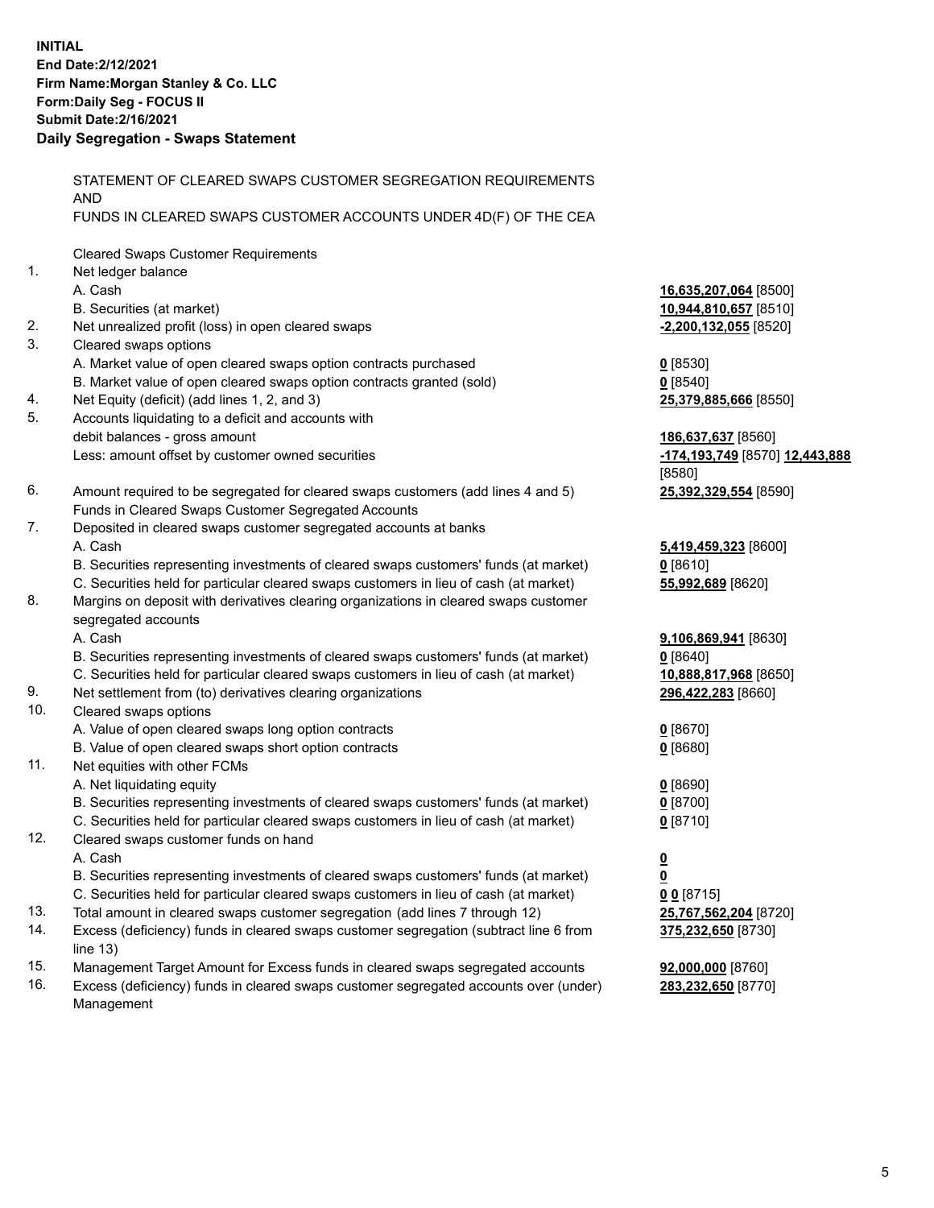**INITIAL**
**End Date:2/12/2021**
**Firm Name:Morgan Stanley & Co. LLC**
**Form:Daily Seg - FOCUS II**
**Submit Date:2/16/2021**
**Daily Segregation - Swaps Statement**

STATEMENT OF CLEARED SWAPS CUSTOMER SEGREGATION REQUIREMENTS AND FUNDS IN CLEARED SWAPS CUSTOMER ACCOUNTS UNDER 4D(F) OF THE CEA

| | | |
|---|---|---|
| | Cleared Swaps Customer Requirements | |
| 1. | Net ledger balance | |
| | A. Cash | **16,635,207,064** [8500] |
| | B. Securities (at market) | **10,944,810,657** [8510] |
| 2. | Net unrealized profit (loss) in open cleared swaps | **-2,200,132,055** [8520] |
| 3. | Cleared swaps options | |
| | A. Market value of open cleared swaps option contracts purchased | **0** [8530] |
| | B. Market value of open cleared swaps option contracts granted (sold) | **0** [8540] |
| 4. | Net Equity (deficit) (add lines 1, 2, and 3) | **25,379,885,666** [8550] |
| 5. | Accounts liquidating to a deficit and accounts with debit balances - gross amount | **186,637,637** [8560] |
| | Less: amount offset by customer owned securities | **-174,193,749** [8570] **12,443,888** [8580] |
| 6. | Amount required to be segregated for cleared swaps customers (add lines 4 and 5) | **25,392,329,554** [8590] |
| | Funds in Cleared Swaps Customer Segregated Accounts | |
| 7. | Deposited in cleared swaps customer segregated accounts at banks | |
| | A. Cash | **5,419,459,323** [8600] |
| | B. Securities representing investments of cleared swaps customers' funds (at market) | **0** [8610] |
| | C. Securities held for particular cleared swaps customers in lieu of cash (at market) | **55,992,689** [8620] |
| 8. | Margins on deposit with derivatives clearing organizations in cleared swaps customer segregated accounts | |
| | A. Cash | **9,106,869,941** [8630] |
| | B. Securities representing investments of cleared swaps customers' funds (at market) | **0** [8640] |
| | C. Securities held for particular cleared swaps customers in lieu of cash (at market) | **10,888,817,968** [8650] |
| 9. | Net settlement from (to) derivatives clearing organizations | **296,422,283** [8660] |
| 10. | Cleared swaps options | |
| | A. Value of open cleared swaps long option contracts | **0** [8670] |
| | B. Value of open cleared swaps short option contracts | **0** [8680] |
| 11. | Net equities with other FCMs | |
| | A. Net liquidating equity | **0** [8690] |
| | B. Securities representing investments of cleared swaps customers' funds (at market) | **0** [8700] |
| | C. Securities held for particular cleared swaps customers in lieu of cash (at market) | **0** [8710] |
| 12. | Cleared swaps customer funds on hand | |
| | A. Cash | **0** |
| | B. Securities representing investments of cleared swaps customers' funds (at market) | **0** |
| | C. Securities held for particular cleared swaps customers in lieu of cash (at market) | **0** **0** [8715] |
| 13. | Total amount in cleared swaps customer segregation (add lines 7 through 12) | **25,767,562,204** [8720] |
| 14. | Excess (deficiency) funds in cleared swaps customer segregation (subtract line 6 from line 13) | **375,232,650** [8730] |
| 15. | Management Target Amount for Excess funds in cleared swaps segregated accounts | **92,000,000** [8760] |
| 16. | Excess (deficiency) funds in cleared swaps customer segregated accounts over (under) Management | **283,232,650** [8770] |